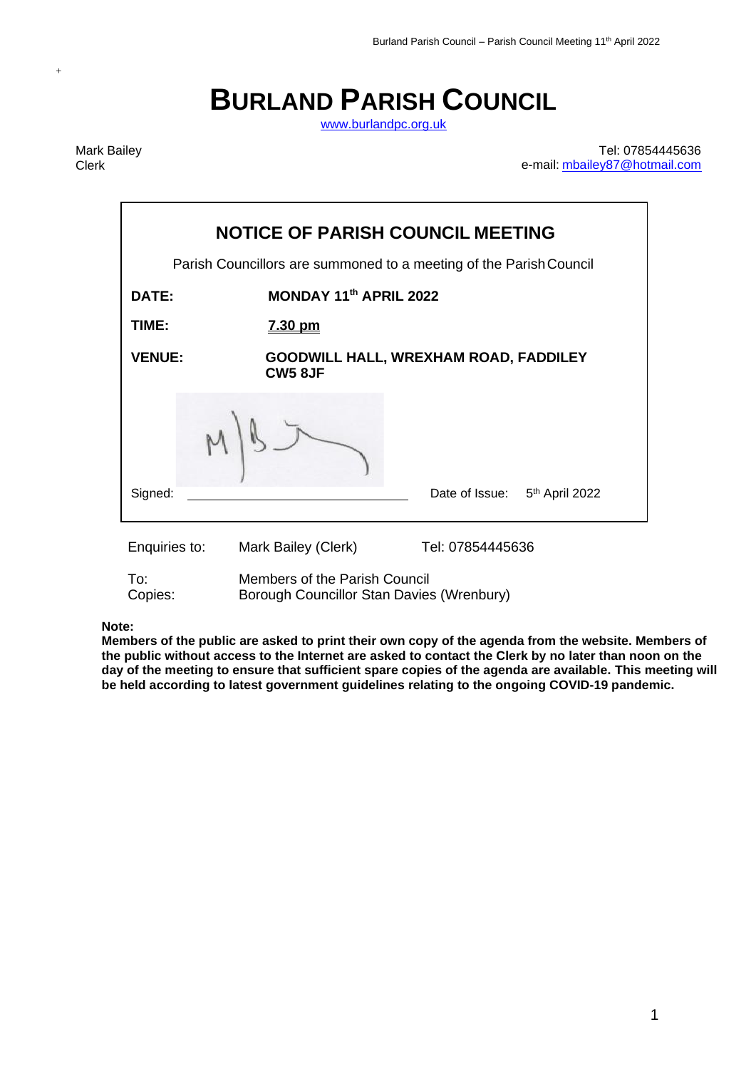# BURLAND PARISH COUNCIL

www.burlandpc.org.uk

Mark Bailey
Clerk

Tel: 07854445636
e-mail: mbailey87@hotmail.com

## NOTICE OF PARISH COUNCIL MEETING

Parish Councillors are summoned to a meeting of the Parish Council

**DATE:** **MONDAY 11th APRIL 2022**

**TIME:** **7.30 pm**

**VENUE:** **GOODWILL HALL, WREXHAM ROAD, FADDILEY CW5 8JF**

Signed: ______________________ Date of Issue: 5th April 2022

| | | |
|---|---|---|
| Enquiries to: | Mark Bailey (Clerk) | Tel: 07854445636 |
| To: | Members of the Parish Council | |
| Copies: | Borough Councillor Stan Davies (Wrenbury) | |

**Note:**
**Members of the public are asked to print their own copy of the agenda from the website. Members of the public without access to the Internet are asked to contact the Clerk by no later than noon on the day of the meeting to ensure that sufficient spare copies of the agenda are available. This meeting will be held according to latest government guidelines relating to the ongoing COVID-19 pandemic.**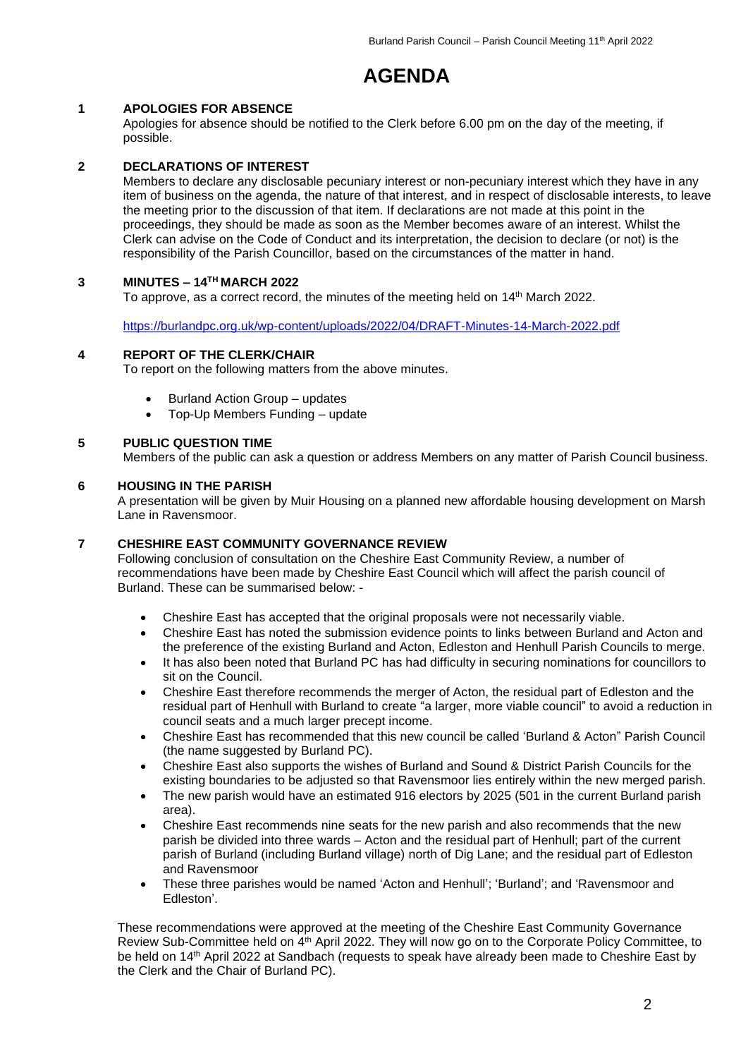# AGENDA

## 1 APOLOGIES FOR ABSENCE

Apologies for absence should be notified to the Clerk before 6.00 pm on the day of the meeting, if possible.

## 2 DECLARATIONS OF INTEREST

Members to declare any disclosable pecuniary interest or non-pecuniary interest which they have in any item of business on the agenda, the nature of that interest, and in respect of disclosable interests, to leave the meeting prior to the discussion of that item. If declarations are not made at this point in the proceedings, they should be made as soon as the Member becomes aware of an interest. Whilst the Clerk can advise on the Code of Conduct and its interpretation, the decision to declare (or not) is the responsibility of the Parish Councillor, based on the circumstances of the matter in hand.

## 3 MINUTES – 14TH MARCH 2022

To approve, as a correct record, the minutes of the meeting held on 14th March 2022.

https://burlandpc.org.uk/wp-content/uploads/2022/04/DRAFT-Minutes-14-March-2022.pdf

## 4 REPORT OF THE CLERK/CHAIR

To report on the following matters from the above minutes.

- Burland Action Group – updates
- Top-Up Members Funding – update

## 5 PUBLIC QUESTION TIME

Members of the public can ask a question or address Members on any matter of Parish Council business.

## 6 HOUSING IN THE PARISH

A presentation will be given by Muir Housing on a planned new affordable housing development on Marsh Lane in Ravensmoor.

## 7 CHESHIRE EAST COMMUNITY GOVERNANCE REVIEW

Following conclusion of consultation on the Cheshire East Community Review, a number of recommendations have been made by Cheshire East Council which will affect the parish council of Burland. These can be summarised below: -

- Cheshire East has accepted that the original proposals were not necessarily viable.
- Cheshire East has noted the submission evidence points to links between Burland and Acton and the preference of the existing Burland and Acton, Edleston and Henhull Parish Councils to merge.
- It has also been noted that Burland PC has had difficulty in securing nominations for councillors to sit on the Council.
- Cheshire East therefore recommends the merger of Acton, the residual part of Edleston and the residual part of Henhull with Burland to create "a larger, more viable council" to avoid a reduction in council seats and a much larger precept income.
- Cheshire East has recommended that this new council be called 'Burland & Acton" Parish Council (the name suggested by Burland PC).
- Cheshire East also supports the wishes of Burland and Sound & District Parish Councils for the existing boundaries to be adjusted so that Ravensmoor lies entirely within the new merged parish.
- The new parish would have an estimated 916 electors by 2025 (501 in the current Burland parish area).
- Cheshire East recommends nine seats for the new parish and also recommends that the new parish be divided into three wards – Acton and the residual part of Henhull; part of the current parish of Burland (including Burland village) north of Dig Lane; and the residual part of Edleston and Ravensmoor
- These three parishes would be named 'Acton and Henhull'; 'Burland'; and 'Ravensmoor and Edleston'.

These recommendations were approved at the meeting of the Cheshire East Community Governance Review Sub-Committee held on 4th April 2022. They will now go on to the Corporate Policy Committee, to be held on 14th April 2022 at Sandbach (requests to speak have already been made to Cheshire East by the Clerk and the Chair of Burland PC).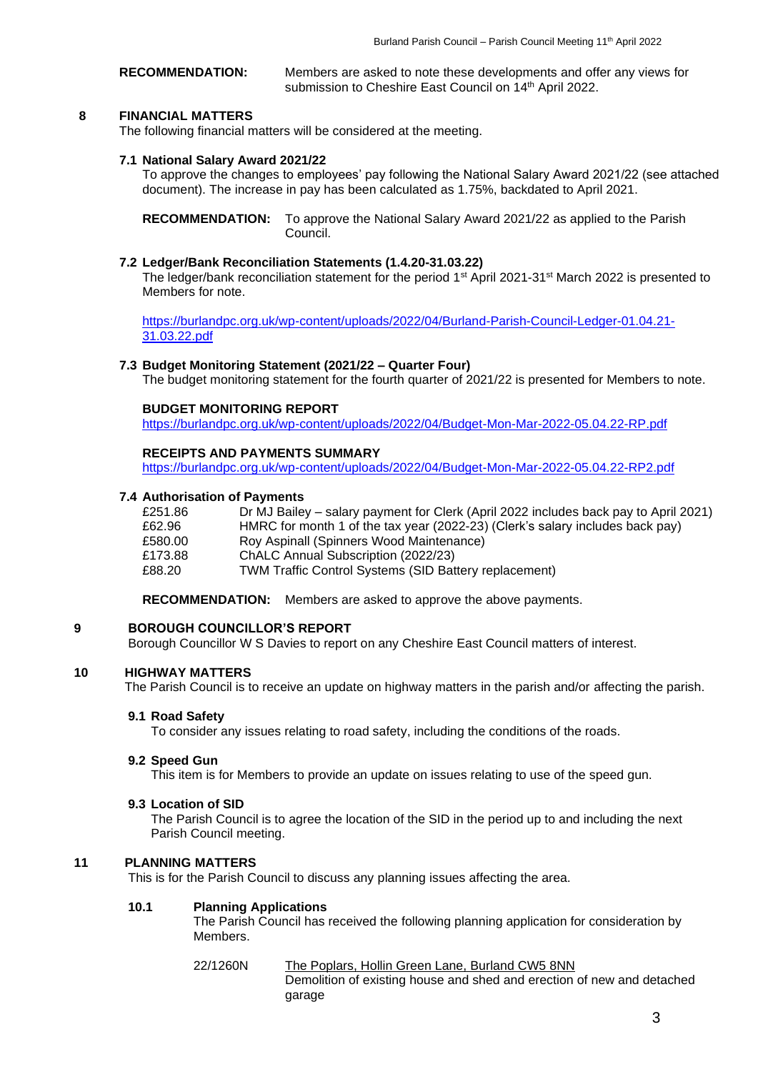**RECOMMENDATION:** Members are asked to note these developments and offer any views for submission to Cheshire East Council on 14th April 2022.

## 8 FINANCIAL MATTERS

The following financial matters will be considered at the meeting.

### 7.1 National Salary Award 2021/22

To approve the changes to employees' pay following the National Salary Award 2021/22 (see attached document). The increase in pay has been calculated as 1.75%, backdated to April 2021.

**RECOMMENDATION:** To approve the National Salary Award 2021/22 as applied to the Parish Council.

### 7.2 Ledger/Bank Reconciliation Statements (1.4.20-31.03.22)

The ledger/bank reconciliation statement for the period 1st April 2021-31st March 2022 is presented to Members for note.

https://burlandpc.org.uk/wp-content/uploads/2022/04/Burland-Parish-Council-Ledger-01.04.21-31.03.22.pdf

### 7.3 Budget Monitoring Statement (2021/22 – Quarter Four)

The budget monitoring statement for the fourth quarter of 2021/22 is presented for Members to note.

**BUDGET MONITORING REPORT**
https://burlandpc.org.uk/wp-content/uploads/2022/04/Budget-Mon-Mar-2022-05.04.22-RP.pdf

**RECEIPTS AND PAYMENTS SUMMARY**
https://burlandpc.org.uk/wp-content/uploads/2022/04/Budget-Mon-Mar-2022-05.04.22-RP2.pdf

### 7.4 Authorisation of Payments

| | |
|---|---|
| £251.86 | Dr MJ Bailey – salary payment for Clerk (April 2022 includes back pay to April 2021) |
| £62.96 | HMRC for month 1 of the tax year (2022-23) (Clerk's salary includes back pay) |
| £580.00 | Roy Aspinall (Spinners Wood Maintenance) |
| £173.88 | ChALC Annual Subscription (2022/23) |
| £88.20 | TWM Traffic Control Systems (SID Battery replacement) |

**RECOMMENDATION:** Members are asked to approve the above payments.

## 9 BOROUGH COUNCILLOR'S REPORT

Borough Councillor W S Davies to report on any Cheshire East Council matters of interest.

## 10 HIGHWAY MATTERS

The Parish Council is to receive an update on highway matters in the parish and/or affecting the parish.

### 9.1 Road Safety

To consider any issues relating to road safety, including the conditions of the roads.

### 9.2 Speed Gun

This item is for Members to provide an update on issues relating to use of the speed gun.

### 9.3 Location of SID

The Parish Council is to agree the location of the SID in the period up to and including the next Parish Council meeting.

## 11 PLANNING MATTERS

This is for the Parish Council to discuss any planning issues affecting the area.

### 10.1 Planning Applications

The Parish Council has received the following planning application for consideration by Members.

22/1260N — The Poplars, Hollin Green Lane, Burland CW5 8NN
Demolition of existing house and shed and erection of new and detached garage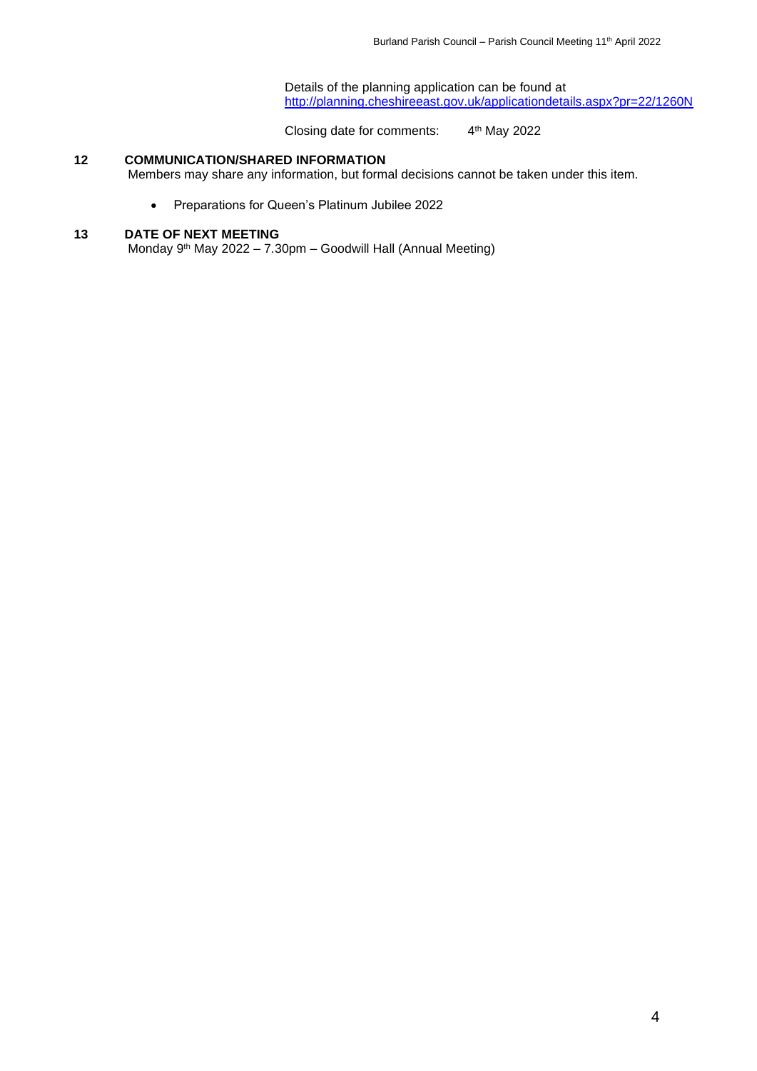Details of the planning application can be found at
[http://planning.cheshireeast.gov.uk/applicationdetails.aspx?pr=22/1260N](http://planning.cheshireeast.gov.uk/applicationdetails.aspx?pr=22/1260N)

Closing date for comments: 4th May 2022

**12 COMMUNICATION/SHARED INFORMATION**

Members may share any information, but formal decisions cannot be taken under this item.

- Preparations for Queen's Platinum Jubilee 2022

**13 DATE OF NEXT MEETING**

Monday 9th May 2022 – 7.30pm – Goodwill Hall (Annual Meeting)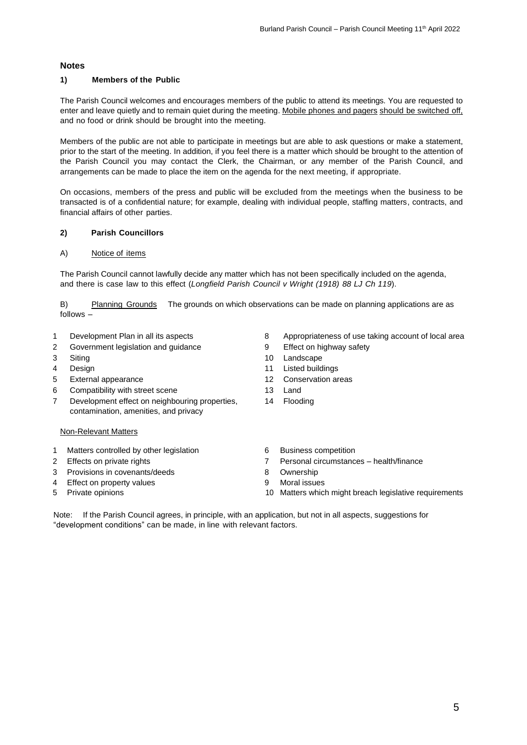## Notes

### 1) Members of the Public

The Parish Council welcomes and encourages members of the public to attend its meetings. You are requested to enter and leave quietly and to remain quiet during the meeting. Mobile phones and pagers should be switched off, and no food or drink should be brought into the meeting.

Members of the public are not able to participate in meetings but are able to ask questions or make a statement, prior to the start of the meeting. In addition, if you feel there is a matter which should be brought to the attention of the Parish Council you may contact the Clerk, the Chairman, or any member of the Parish Council, and arrangements can be made to place the item on the agenda for the next meeting, if appropriate.

On occasions, members of the press and public will be excluded from the meetings when the business to be transacted is of a confidential nature; for example, dealing with individual people, staffing matters, contracts, and financial affairs of other parties.

### 2) Parish Councillors

A) Notice of items

The Parish Council cannot lawfully decide any matter which has not been specifically included on the agenda, and there is case law to this effect (*Longfield Parish Council v Wright (1918) 88 LJ Ch 119*).

B) Planning Grounds The grounds on which observations can be made on planning applications are as follows –

1. Development Plan in all its aspects
2. Government legislation and guidance
3. Siting
4. Design
5. External appearance
6. Compatibility with street scene
7. Development effect on neighbouring properties, contamination, amenities, and privacy
8. Appropriateness of use taking account of local area
9. Effect on highway safety
10. Landscape
11. Listed buildings
12. Conservation areas
13. Land
14. Flooding

Non-Relevant Matters

1. Matters controlled by other legislation
2. Effects on private rights
3. Provisions in covenants/deeds
4. Effect on property values
5. Private opinions
6. Business competition
7. Personal circumstances – health/finance
8. Ownership
9. Moral issues
10. Matters which might breach legislative requirements

Note: If the Parish Council agrees, in principle, with an application, but not in all aspects, suggestions for "development conditions" can be made, in line with relevant factors.